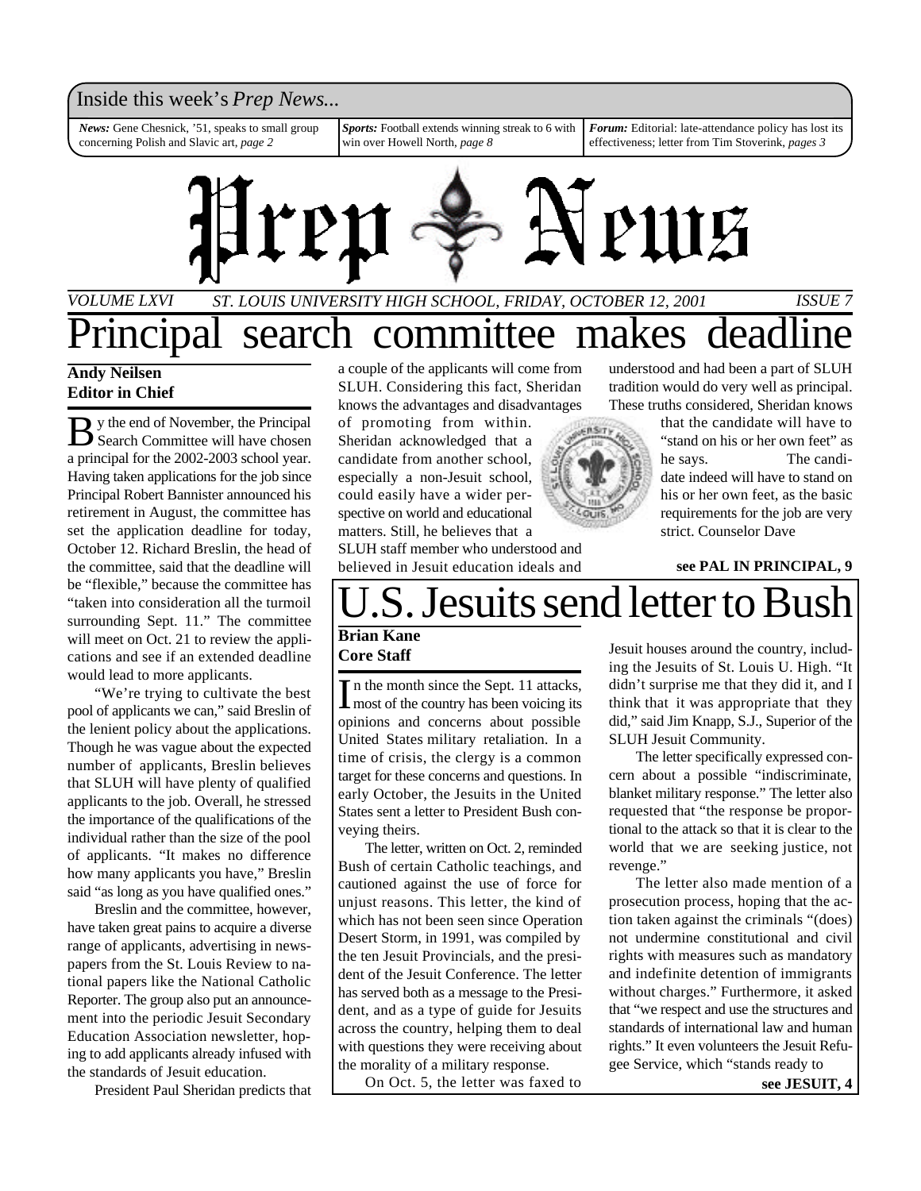Inside this week's *Prep News...*

***News:*** Gene Chesnick, '51, speaks to small group concerning Polish and Slavic art, *page 2*

***Sports:*** Football extends winning streak to 6 with win over Howell North, *page 8*

***Forum:*** Editorial: late-attendance policy has lost its effectiveness; letter from Tim Stoverink, *pages 3*

# Prep News

*VOLUME LXVI* — *ST. LOUIS UNIVERSITY HIGH SCHOOL, FRIDAY, OCTOBER 12, 2001* — *ISSUE 7*

# Principal search committee makes deadline

**Andy Neilsen**
**Editor in Chief**

By the end of November, the Principal Search Committee will have chosen a principal for the 2002-2003 school year. Having taken applications for the job since Principal Robert Bannister announced his retirement in August, the committee has set the application deadline for today, October 12. Richard Breslin, the head of the committee, said that the deadline will be "flexible," because the committee has "taken into consideration all the turmoil surrounding Sept. 11." The committee will meet on Oct. 21 to review the applications and see if an extended deadline would lead to more applicants.

"We're trying to cultivate the best pool of applicants we can," said Breslin of the lenient policy about the applications. Though he was vague about the expected number of applicants, Breslin believes that SLUH will have plenty of qualified applicants to the job. Overall, he stressed the importance of the qualifications of the individual rather than the size of the pool of applicants. "It makes no difference how many applicants you have," Breslin said "as long as you have qualified ones."

Breslin and the committee, however, have taken great pains to acquire a diverse range of applicants, advertising in newspapers from the St. Louis Review to national papers like the National Catholic Reporter. The group also put an announcement into the periodic Jesuit Secondary Education Association newsletter, hoping to add applicants already infused with the standards of Jesuit education.

President Paul Sheridan predicts that a couple of the applicants will come from SLUH. Considering this fact, Sheridan knows the advantages and disadvantages of promoting from within. Sheridan acknowledged that a candidate from another school, especially a non-Jesuit school, could easily have a wider perspective on world and educational matters. Still, he believes that a SLUH staff member who understood and believed in Jesuit education ideals and understood and had been a part of SLUH tradition would do very well as principal. These truths considered, Sheridan knows that the candidate will have to "stand on his or her own feet" as he says. The candidate indeed will have to stand on his or her own feet, as the basic requirements for the job are very strict. Counselor Dave

**see PAL IN PRINCIPAL, 9**

# U.S. Jesuits send letter to Bush

**Brian Kane**
**Core Staff**

In the month since the Sept. 11 attacks, most of the country has been voicing its opinions and concerns about possible United States military retaliation. In a time of crisis, the clergy is a common target for these concerns and questions. In early October, the Jesuits in the United States sent a letter to President Bush conveying theirs.

The letter, written on Oct. 2, reminded Bush of certain Catholic teachings, and cautioned against the use of force for unjust reasons. This letter, the kind of which has not been seen since Operation Desert Storm, in 1991, was compiled by the ten Jesuit Provincials, and the president of the Jesuit Conference. The letter has served both as a message to the President, and as a type of guide for Jesuits across the country, helping them to deal with questions they were receiving about the morality of a military response.

On Oct. 5, the letter was faxed to Jesuit houses around the country, including the Jesuits of St. Louis U. High. "It didn't surprise me that they did it, and I think that it was appropriate that they did," said Jim Knapp, S.J., Superior of the SLUH Jesuit Community.

The letter specifically expressed concern about a possible "indiscriminate, blanket military response." The letter also requested that "the response be proportional to the attack so that it is clear to the world that we are seeking justice, not revenge."

The letter also made mention of a prosecution process, hoping that the action taken against the criminals "(does) not undermine constitutional and civil rights with measures such as mandatory and indefinite detention of immigrants without charges." Furthermore, it asked that "we respect and use the structures and standards of international law and human rights." It even volunteers the Jesuit Refugee Service, which "stands ready to

**see JESUIT, 4**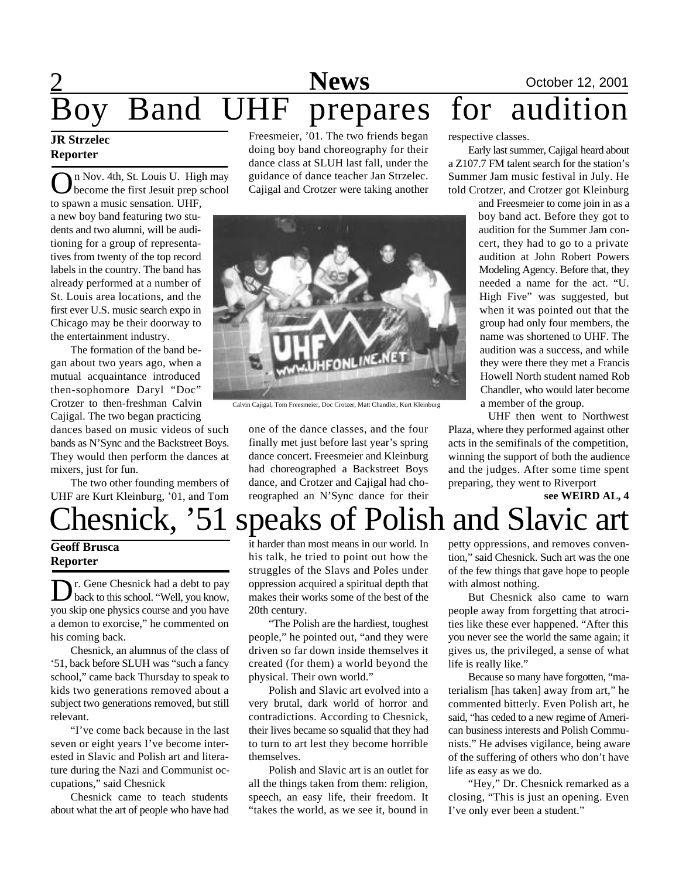# Boy Band UHF prepares for audition

**JR Strzelec**
**Reporter**

On Nov. 4th, St. Louis U. High may become the first Jesuit prep school to spawn a music sensation. UHF, a new boy band featuring two students and two alumni, will be auditioning for a group of representatives from twenty of the top record labels in the country. The band has already performed at a number of St. Louis area locations, and the first ever U.S. music search expo in Chicago may be their doorway to the entertainment industry.

The formation of the band began about two years ago, when a mutual acquaintance introduced then-sophomore Daryl "Doc" Crotzer to then-freshman Calvin Cajigal. The two began practicing dances based on music videos of such bands as N'Sync and the Backstreet Boys. They would then perform the dances at mixers, just for fun.

The two other founding members of UHF are Kurt Kleinburg, '01, and Tom Freesmeier, '01. The two friends began doing boy band choreography for their dance class at SLUH last fall, under the guidance of dance teacher Jan Strzelec. Cajigal and Crotzer were taking another one of the dance classes, and the four finally met just before last year's spring dance concert. Freesmeier and Kleinburg had choreographed a Backstreet Boys dance, and Crotzer and Cajigal had choreographed an N'Sync dance for their respective classes.

Calvin Cajigal, Tom Freesmeier, Doc Crotzer, Matt Chandler, Kurt Kleinburg

Early last summer, Cajigal heard about a Z107.7 FM talent search for the station's Summer Jam music festival in July. He told Crotzer, and Crotzer got Kleinburg and Freesmeier to come join in as a boy band act. Before they got to audition for the Summer Jam concert, they had to go to a private audition at John Robert Powers Modeling Agency. Before that, they needed a name for the act. "U. High Five" was suggested, but when it was pointed out that the group had only four members, the name was shortened to UHF. The audition was a success, and while they were there they met a Francis Howell North student named Rob Chandler, who would later become a member of the group.

UHF then went to Northwest Plaza, where they performed against other acts in the semifinals of the competition, winning the support of both the audience and the judges. After some time spent preparing, they went to Riverport

**see WEIRD AL, 4**

# Chesnick, '51 speaks of Polish and Slavic art

**Geoff Brusca**
**Reporter**

Dr. Gene Chesnick had a debt to pay back to this school. "Well, you know, you skip one physics course and you have a demon to exorcise," he commented on his coming back.

Chesnick, an alumnus of the class of '51, back before SLUH was "such a fancy school," came back Thursday to speak to kids two generations removed about a subject two generations removed, but still relevant.

"I've come back because in the last seven or eight years I've become interested in Slavic and Polish art and literature during the Nazi and Communist occupations," said Chesnick

Chesnick came to teach students about what the art of people who have had it harder than most means in our world. In his talk, he tried to point out how the struggles of the Slavs and Poles under oppression acquired a spiritual depth that makes their works some of the best of the 20th century.

"The Polish are the hardiest, toughest people," he pointed out, "and they were driven so far down inside themselves it created (for them) a world beyond the physical. Their own world."

Polish and Slavic art evolved into a very brutal, dark world of horror and contradictions. According to Chesnick, their lives became so squalid that they had to turn to art lest they become horrible themselves.

Polish and Slavic art is an outlet for all the things taken from them: religion, speech, an easy life, their freedom. It "takes the world, as we see it, bound in petty oppressions, and removes convention," said Chesnick. Such art was the one of the few things that gave hope to people with almost nothing.

But Chesnick also came to warn people away from forgetting that atrocities like these ever happened. "After this you never see the world the same again; it gives us, the privileged, a sense of what life is really like."

Because so many have forgotten, "materialism [has taken] away from art," he commented bitterly. Even Polish art, he said, "has ceded to a new regime of American business interests and Polish Communists." He advises vigilance, being aware of the suffering of others who don't have life as easy as we do.

"Hey," Dr. Chesnick remarked as a closing, "This is just an opening. Even I've only ever been a student."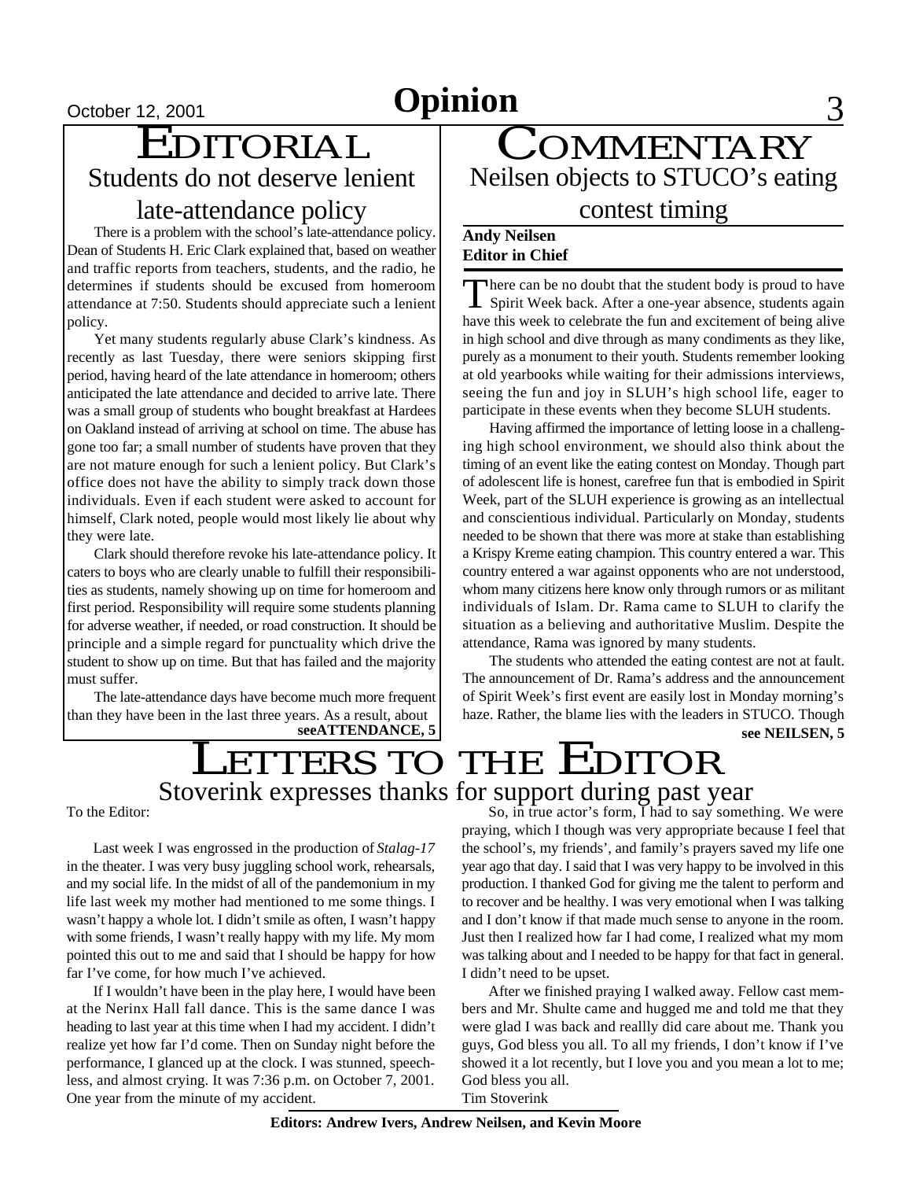# Opinion

## EDITORIAL

### Students do not deserve lenient late-attendance policy

There is a problem with the school's late-attendance policy. Dean of Students H. Eric Clark explained that, based on weather and traffic reports from teachers, students, and the radio, he determines if students should be excused from homeroom attendance at 7:50. Students should appreciate such a lenient policy.

Yet many students regularly abuse Clark's kindness. As recently as last Tuesday, there were seniors skipping first period, having heard of the late attendance in homeroom; others anticipated the late attendance and decided to arrive late. There was a small group of students who bought breakfast at Hardees on Oakland instead of arriving at school on time. The abuse has gone too far; a small number of students have proven that they are not mature enough for such a lenient policy. But Clark's office does not have the ability to simply track down those individuals. Even if each student were asked to account for himself, Clark noted, people would most likely lie about why they were late.

Clark should therefore revoke his late-attendance policy. It caters to boys who are clearly unable to fulfill their responsibilities as students, namely showing up on time for homeroom and first period. Responsibility will require some students planning for adverse weather, if needed, or road construction. It should be principle and a simple regard for punctuality which drive the student to show up on time. But that has failed and the majority must suffer.

The late-attendance days have become much more frequent than they have been in the last three years. As a result, about

**seeATTENDANCE, 5**

## COMMENTARY

### Neilsen objects to STUCO's eating contest timing

**Andy Neilsen**
**Editor in Chief**

There can be no doubt that the student body is proud to have Spirit Week back. After a one-year absence, students again have this week to celebrate the fun and excitement of being alive in high school and dive through as many condiments as they like, purely as a monument to their youth. Students remember looking at old yearbooks while waiting for their admissions interviews, seeing the fun and joy in SLUH's high school life, eager to participate in these events when they become SLUH students.

Having affirmed the importance of letting loose in a challenging high school environment, we should also think about the timing of an event like the eating contest on Monday. Though part of adolescent life is honest, carefree fun that is embodied in Spirit Week, part of the SLUH experience is growing as an intellectual and conscientious individual. Particularly on Monday, students needed to be shown that there was more at stake than establishing a Krispy Kreme eating champion. This country entered a war. This country entered a war against opponents who are not understood, whom many citizens here know only through rumors or as militant individuals of Islam. Dr. Rama came to SLUH to clarify the situation as a believing and authoritative Muslim. Despite the attendance, Rama was ignored by many students.

The students who attended the eating contest are not at fault. The announcement of Dr. Rama's address and the announcement of Spirit Week's first event are easily lost in Monday morning's haze. Rather, the blame lies with the leaders in STUCO. Though

**see NEILSEN, 5**

## LETTERS TO THE EDITOR

### Stoverink expresses thanks for support during past year

To the Editor:

Last week I was engrossed in the production of *Stalag-17* in the theater. I was very busy juggling school work, rehearsals, and my social life. In the midst of all of the pandemonium in my life last week my mother had mentioned to me some things. I wasn't happy a whole lot. I didn't smile as often, I wasn't happy with some friends, I wasn't really happy with my life. My mom pointed this out to me and said that I should be happy for how far I've come, for how much I've achieved.

If I wouldn't have been in the play here, I would have been at the Nerinx Hall fall dance. This is the same dance I was heading to last year at this time when I had my accident. I didn't realize yet how far I'd come. Then on Sunday night before the performance, I glanced up at the clock. I was stunned, speechless, and almost crying. It was 7:36 p.m. on October 7, 2001. One year from the minute of my accident.

So, in true actor's form, I had to say something. We were praying, which I though was very appropriate because I feel that the school's, my friends', and family's prayers saved my life one year ago that day. I said that I was very happy to be involved in this production. I thanked God for giving me the talent to perform and to recover and be healthy. I was very emotional when I was talking and I don't know if that made much sense to anyone in the room. Just then I realized how far I had come, I realized what my mom was talking about and I needed to be happy for that fact in general. I didn't need to be upset.

After we finished praying I walked away. Fellow cast members and Mr. Shulte came and hugged me and told me that they were glad I was back and reallly did care about me. Thank you guys, God bless you all. To all my friends, I don't know if I've showed it a lot recently, but I love you and you mean a lot to me; God bless you all.

Tim Stoverink

**Editors: Andrew Ivers, Andrew Neilsen, and Kevin Moore**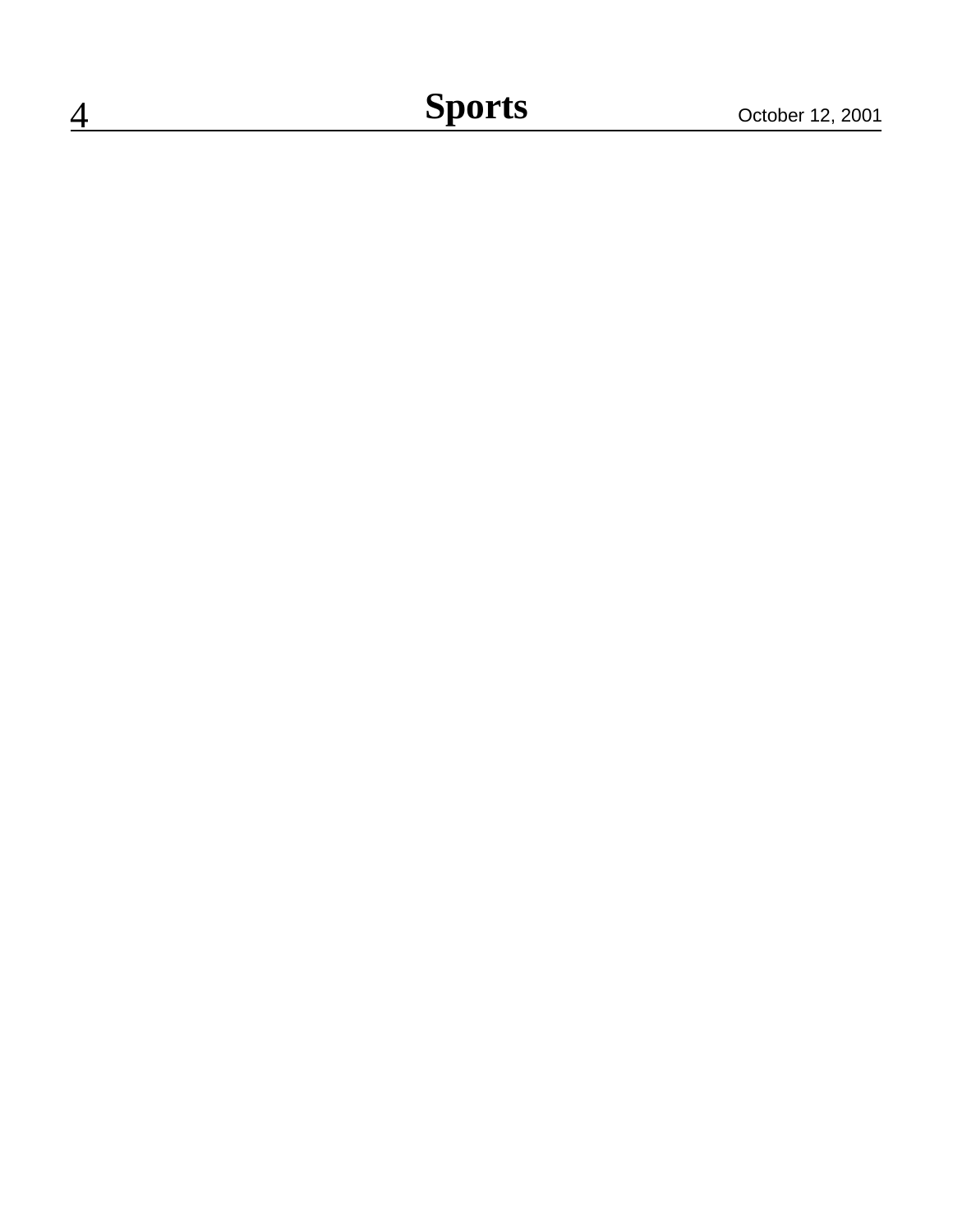# Sports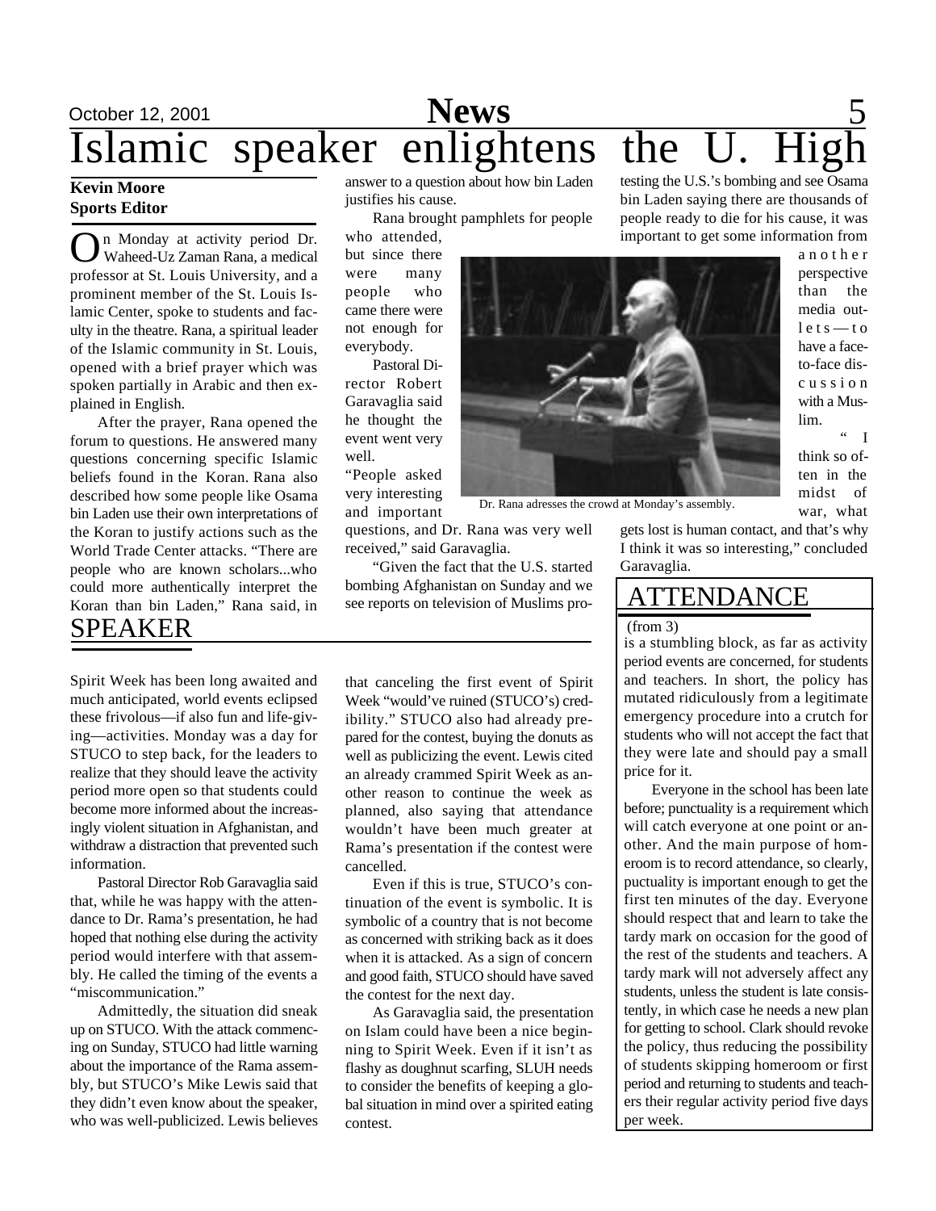# Islamic speaker enlightens the U. High

**Kevin Moore**
**Sports Editor**

On Monday at activity period Dr. Waheed-Uz Zaman Rana, a medical professor at St. Louis University, and a prominent member of the St. Louis Islamic Center, spoke to students and faculty in the theatre. Rana, a spiritual leader of the Islamic community in St. Louis, opened with a brief prayer which was spoken partially in Arabic and then explained in English.

After the prayer, Rana opened the forum to questions. He answered many questions concerning specific Islamic beliefs found in the Koran. Rana also described how some people like Osama bin Laden use their own interpretations of the Koran to justify actions such as the World Trade Center attacks. "There are people who are known scholars...who could more authentically interpret the Koran than bin Laden," Rana said, in answer to a question about how bin Laden justifies his cause.

Rana brought pamphlets for people who attended, but since there were many people who came there were not enough for everybody.

Pastoral Director Robert Garavaglia said he thought the event went very well. "People asked very interesting and important questions, and Dr. Rana was very well received," said Garavaglia.

"Given the fact that the U.S. started bombing Afghanistan on Sunday and we see reports on television of Muslims protesting the U.S.'s bombing and see Osama bin Laden saying there are thousands of people ready to die for his cause, it was important to get some information from another perspective than the media outlets—to have a face-to-face discussion with a Muslim.

"I think so often in the midst of war, what gets lost is human contact, and that's why I think it was so interesting," concluded Garavaglia.

Dr. Rana adresses the crowd at Monday's assembly.

## SPEAKER

Spirit Week has been long awaited and much anticipated, world events eclipsed these frivolous—if also fun and life-giving—activities. Monday was a day for STUCO to step back, for the leaders to realize that they should leave the activity period more open so that students could become more informed about the increasingly violent situation in Afghanistan, and withdraw a distraction that prevented such information.

Pastoral Director Rob Garavaglia said that, while he was happy with the attendance to Dr. Rama's presentation, he had hoped that nothing else during the activity period would interfere with that assembly. He called the timing of the events a "miscommunication."

Admittedly, the situation did sneak up on STUCO. With the attack commencing on Sunday, STUCO had little warning about the importance of the Rama assembly, but STUCO's Mike Lewis said that they didn't even know about the speaker, who was well-publicized. Lewis believes that canceling the first event of Spirit Week "would've ruined (STUCO's) credibility." STUCO also had already prepared for the contest, buying the donuts as well as publicizing the event. Lewis cited an already crammed Spirit Week as another reason to continue the week as planned, also saying that attendance wouldn't have been much greater at Rama's presentation if the contest were cancelled.

Even if this is true, STUCO's continuation of the event is symbolic. It is symbolic of a country that is not become as concerned with striking back as it does when it is attacked. As a sign of concern and good faith, STUCO should have saved the contest for the next day.

As Garavaglia said, the presentation on Islam could have been a nice beginning to Spirit Week. Even if it isn't as flashy as doughnut scarfing, SLUH needs to consider the benefits of keeping a global situation in mind over a spirited eating contest.

## ATTENDANCE

(from 3)

is a stumbling block, as far as activity period events are concerned, for students and teachers. In short, the policy has mutated ridiculously from a legitimate emergency procedure into a crutch for students who will not accept the fact that they were late and should pay a small price for it.

Everyone in the school has been late before; punctuality is a requirement which will catch everyone at one point or another. And the main purpose of homeroom is to record attendance, so clearly, puctuality is important enough to get the first ten minutes of the day. Everyone should respect that and learn to take the tardy mark on occasion for the good of the rest of the students and teachers. A tardy mark will not adversely affect any students, unless the student is late consistently, in which case he needs a new plan for getting to school. Clark should revoke the policy, thus reducing the possibility of students skipping homeroom or first period and returning to students and teachers their regular activity period five days per week.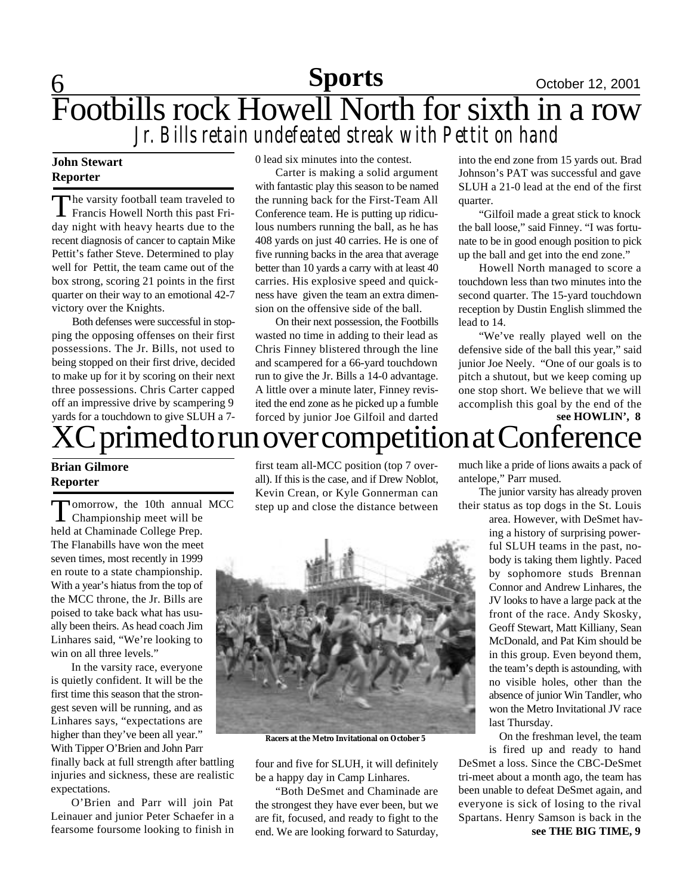# Footbills rock Howell North for sixth in a row

## *Jr. Bills retain undefeated streak with Pettit on hand*

**John Stewart**
**Reporter**

The varsity football team traveled to Francis Howell North this past Friday night with heavy hearts due to the recent diagnosis of cancer to captain Mike Pettit's father Steve. Determined to play well for Pettit, the team came out of the box strong, scoring 21 points in the first quarter on their way to an emotional 42-7 victory over the Knights.

Both defenses were successful in stopping the opposing offenses on their first possessions. The Jr. Bills, not used to being stopped on their first drive, decided to make up for it by scoring on their next three possessions. Chris Carter capped off an impressive drive by scampering 9 yards for a touchdown to give SLUH a 7-0 lead six minutes into the contest.

Carter is making a solid argument with fantastic play this season to be named the running back for the First-Team All Conference team. He is putting up ridiculous numbers running the ball, as he has 408 yards on just 40 carries. He is one of five running backs in the area that average better than 10 yards a carry with at least 40 carries. His explosive speed and quickness have given the team an extra dimension on the offensive side of the ball.

On their next possession, the Footbills wasted no time in adding to their lead as Chris Finney blistered through the line and scampered for a 66-yard touchdown run to give the Jr. Bills a 14-0 advantage. A little over a minute later, Finney revisited the end zone as he picked up a fumble forced by junior Joe Gilfoil and darted into the end zone from 15 yards out. Brad Johnson's PAT was successful and gave SLUH a 21-0 lead at the end of the first quarter.

"Gilfoil made a great stick to knock the ball loose," said Finney. "I was fortunate to be in good enough position to pick up the ball and get into the end zone."

Howell North managed to score a touchdown less than two minutes into the second quarter. The 15-yard touchdown reception by Dustin English slimmed the lead to 14.

"We've really played well on the defensive side of the ball this year," said junior Joe Neely. "One of our goals is to pitch a shutout, but we keep coming up one stop short. We believe that we will accomplish this goal by the end of the

**see HOWLIN', 8**

# XC primed to run over competition at Conference

**Brian Gilmore**
**Reporter**

Tomorrow, the 10th annual MCC Championship meet will be held at Chaminade College Prep. The Flanabills have won the meet seven times, most recently in 1999 en route to a state championship. With a year's hiatus from the top of the MCC throne, the Jr. Bills are poised to take back what has usually been theirs. As head coach Jim Linhares said, "We're looking to win on all three levels."

In the varsity race, everyone is quietly confident. It will be the first time this season that the strongest seven will be running, and as Linhares says, "expectations are higher than they've been all year." With Tipper O'Brien and John Parr finally back at full strength after battling injuries and sickness, these are realistic expectations.

O'Brien and Parr will join Pat Leinauer and junior Peter Schaefer in a fearsome foursome looking to finish in first team all-MCC position (top 7 overall). If this is the case, and if Drew Noblot, Kevin Crean, or Kyle Gonnerman can step up and close the distance between four and five for SLUH, it will definitely be a happy day in Camp Linhares.

"Both DeSmet and Chaminade are the strongest they have ever been, but we are fit, focused, and ready to fight to the end. We are looking forward to Saturday, much like a pride of lions awaits a pack of antelope," Parr mused.

**Racers at the Metro Invitational on October 5**

The junior varsity has already proven their status as top dogs in the St. Louis area. However, with DeSmet having a history of surprising powerful SLUH teams in the past, nobody is taking them lightly. Paced by sophomore studs Brennan Connor and Andrew Linhares, the JV looks to have a large pack at the front of the race. Andy Skosky, Geoff Stewart, Matt Killiany, Sean McDonald, and Pat Kim should be in this group. Even beyond them, the team's depth is astounding, with no visible holes, other than the absence of junior Win Tandler, who won the Metro Invitational JV race last Thursday.

On the freshman level, the team is fired up and ready to hand DeSmet a loss. Since the CBC-DeSmet tri-meet about a month ago, the team has been unable to defeat DeSmet again, and everyone is sick of losing to the rival Spartans. Henry Samson is back in the

**see THE BIG TIME, 9**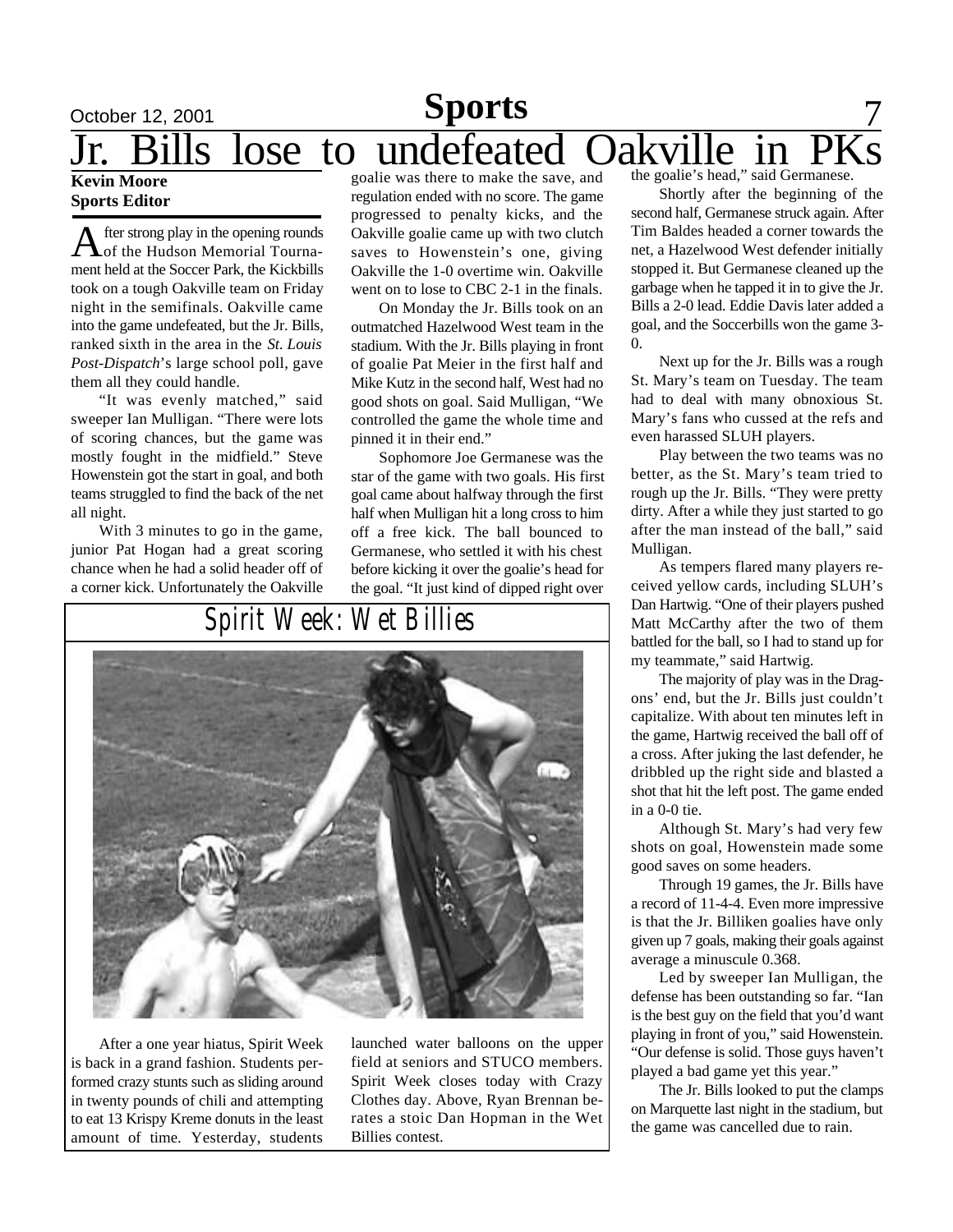# Jr. Bills lose to undefeated Oakville in PKs

**Kevin Moore**
**Sports Editor**

After strong play in the opening rounds of the Hudson Memorial Tournament held at the Soccer Park, the Kickbills took on a tough Oakville team on Friday night in the semifinals. Oakville came into the game undefeated, but the Jr. Bills, ranked sixth in the area in the *St. Louis Post-Dispatch*'s large school poll, gave them all they could handle.

"It was evenly matched," said sweeper Ian Mulligan. "There were lots of scoring chances, but the game was mostly fought in the midfield." Steve Howenstein got the start in goal, and both teams struggled to find the back of the net all night.

With 3 minutes to go in the game, junior Pat Hogan had a great scoring chance when he had a solid header off of a corner kick. Unfortunately the Oakville goalie was there to make the save, and regulation ended with no score. The game progressed to penalty kicks, and the Oakville goalie came up with two clutch saves to Howenstein's one, giving Oakville the 1-0 overtime win. Oakville went on to lose to CBC 2-1 in the finals.

On Monday the Jr. Bills took on an outmatched Hazelwood West team in the stadium. With the Jr. Bills playing in front of goalie Pat Meier in the first half and Mike Kutz in the second half, West had no good shots on goal. Said Mulligan, "We controlled the game the whole time and pinned it in their end."

Sophomore Joe Germanese was the star of the game with two goals. His first goal came about halfway through the first half when Mulligan hit a long cross to him off a free kick. The ball bounced to Germanese, who settled it with his chest before kicking it over the goalie's head for the goal. "It just kind of dipped right over the goalie's head," said Germanese.

Shortly after the beginning of the second half, Germanese struck again. After Tim Baldes headed a corner towards the net, a Hazelwood West defender initially stopped it. But Germanese cleaned up the garbage when he tapped it in to give the Jr. Bills a 2-0 lead. Eddie Davis later added a goal, and the Soccerbills won the game 3-0.

Next up for the Jr. Bills was a rough St. Mary's team on Tuesday. The team had to deal with many obnoxious St. Mary's fans who cussed at the refs and even harassed SLUH players.

Play between the two teams was no better, as the St. Mary's team tried to rough up the Jr. Bills. "They were pretty dirty. After a while they just started to go after the man instead of the ball," said Mulligan.

As tempers flared many players received yellow cards, including SLUH's Dan Hartwig. "One of their players pushed Matt McCarthy after the two of them battled for the ball, so I had to stand up for my teammate," said Hartwig.

The majority of play was in the Dragons' end, but the Jr. Bills just couldn't capitalize. With about ten minutes left in the game, Hartwig received the ball off of a cross. After juking the last defender, he dribbled up the right side and blasted a shot that hit the left post. The game ended in a 0-0 tie.

Although St. Mary's had very few shots on goal, Howenstein made some good saves on some headers.

Through 19 games, the Jr. Bills have a record of 11-4-4. Even more impressive is that the Jr. Billiken goalies have only given up 7 goals, making their goals against average a minuscule 0.368.

Led by sweeper Ian Mulligan, the defense has been outstanding so far. "Ian is the best guy on the field that you'd want playing in front of you," said Howenstein. "Our defense is solid. Those guys haven't played a bad game yet this year."

The Jr. Bills looked to put the clamps on Marquette last night in the stadium, but the game was cancelled due to rain.

## Spirit Week: Wet Billies

After a one year hiatus, Spirit Week is back in a grand fashion. Students performed crazy stunts such as sliding around in twenty pounds of chili and attempting to eat 13 Krispy Kreme donuts in the least amount of time. Yesterday, students launched water balloons on the upper field at seniors and STUCO members. Spirit Week closes today with Crazy Clothes day. Above, Ryan Brennan berates a stoic Dan Hopman in the Wet Billies contest.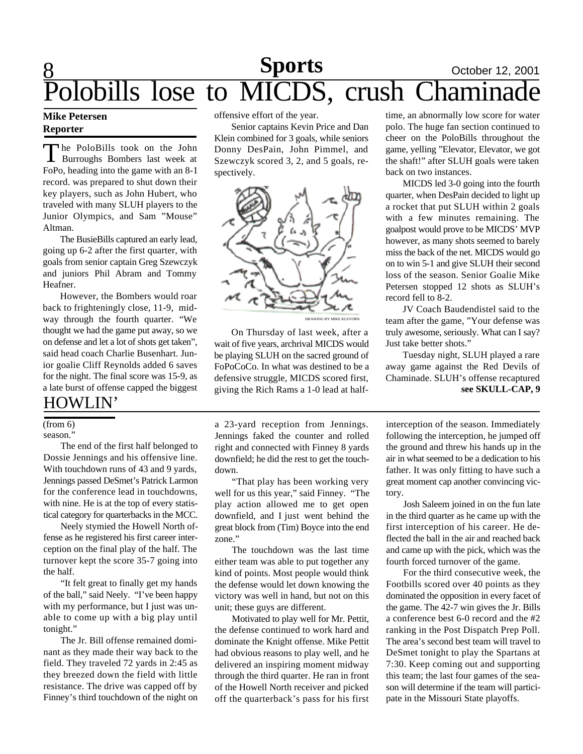# Polobills lose to MICDS, crush Chaminade

**Mike Petersen**
**Reporter**

The PoloBills took on the John Burroughs Bombers last week at FoPo, heading into the game with an 8-1 record. was prepared to shut down their key players, such as John Hubert, who traveled with many SLUH players to the Junior Olympics, and Sam "Mouse" Altman.

The BusieBills captured an early lead, going up 6-2 after the first quarter, with goals from senior captain Greg Szewczyk and juniors Phil Abram and Tommy Heafner.

However, the Bombers would roar back to frighteningly close, 11-9, midway through the fourth quarter. "We thought we had the game put away, so we on defense and let a lot of shots get taken", said head coach Charlie Busenhart. Junior goalie Cliff Reynolds added 6 saves for the night. The final score was 15-9, as a late burst of offense capped the biggest offensive effort of the year.

Senior captains Kevin Price and Dan Klein combined for 3 goals, while seniors Donny DesPain, John Pimmel, and Szewczyk scored 3, 2, and 5 goals, respectively.

DRAWING BY MIKE KLEVORN

On Thursday of last week, after a wait of five years, archrival MICDS would be playing SLUH on the sacred ground of FoPoCoCo. In what was destined to be a defensive struggle, MICDS scored first, giving the Rich Rams a 1-0 lead at halftime, an abnormally low score for water polo. The huge fan section continued to cheer on the PoloBills throughout the game, yelling "Elevator, Elevator, we got the shaft!" after SLUH goals were taken back on two instances.

MICDS led 3-0 going into the fourth quarter, when DesPain decided to light up a rocket that put SLUH within 2 goals with a few minutes remaining. The goalpost would prove to be MICDS' MVP however, as many shots seemed to barely miss the back of the net. MICDS would go on to win 5-1 and give SLUH their second loss of the season. Senior Goalie Mike Petersen stopped 12 shots as SLUH's record fell to 8-2.

JV Coach Baudendistel said to the team after the game, "Your defense was truly awesome, seriously. What can I say? Just take better shots."

Tuesday night, SLUH played a rare away game against the Red Devils of Chaminade. SLUH's offense recaptured

**see SKULL-CAP, 9**

## HOWLIN'

(from 6)

season."

The end of the first half belonged to Dossie Jennings and his offensive line. With touchdown runs of 43 and 9 yards, Jennings passed DeSmet's Patrick Larmon for the conference lead in touchdowns, with nine. He is at the top of every statistical category for quarterbacks in the MCC.

Neely stymied the Howell North offense as he registered his first career interception on the final play of the half. The turnover kept the score 35-7 going into the half.

"It felt great to finally get my hands of the ball," said Neely. "I've been happy with my performance, but I just was unable to come up with a big play until tonight."

The Jr. Bill offense remained dominant as they made their way back to the field. They traveled 72 yards in 2:45 as they breezed down the field with little resistance. The drive was capped off by Finney's third touchdown of the night on a 23-yard reception from Jennings. Jennings faked the counter and rolled right and connected with Finney 8 yards downfield; he did the rest to get the touchdown.

"That play has been working very well for us this year," said Finney. "The play action allowed me to get open downfield, and I just went behind the great block from (Tim) Boyce into the end zone."

The touchdown was the last time either team was able to put together any kind of points. Most people would think the defense would let down knowing the victory was well in hand, but not on this unit; these guys are different.

Motivated to play well for Mr. Pettit, the defense continued to work hard and dominate the Knight offense. Mike Pettit had obvious reasons to play well, and he delivered an inspiring moment midway through the third quarter. He ran in front of the Howell North receiver and picked off the quarterback's pass for his first interception of the season. Immediately following the interception, he jumped off the ground and threw his hands up in the air in what seemed to be a dedication to his father. It was only fitting to have such a great moment cap another convincing victory.

Josh Saleem joined in on the fun late in the third quarter as he came up with the first interception of his career. He deflected the ball in the air and reached back and came up with the pick, which was the fourth forced turnover of the game.

For the third consecutive week, the Footbills scored over 40 points as they dominated the opposition in every facet of the game. The 42-7 win gives the Jr. Bills a conference best 6-0 record and the #2 ranking in the Post Dispatch Prep Poll. The area's second best team will travel to DeSmet tonight to play the Spartans at 7:30. Keep coming out and supporting this team; the last four games of the season will determine if the team will participate in the Missouri State playoffs.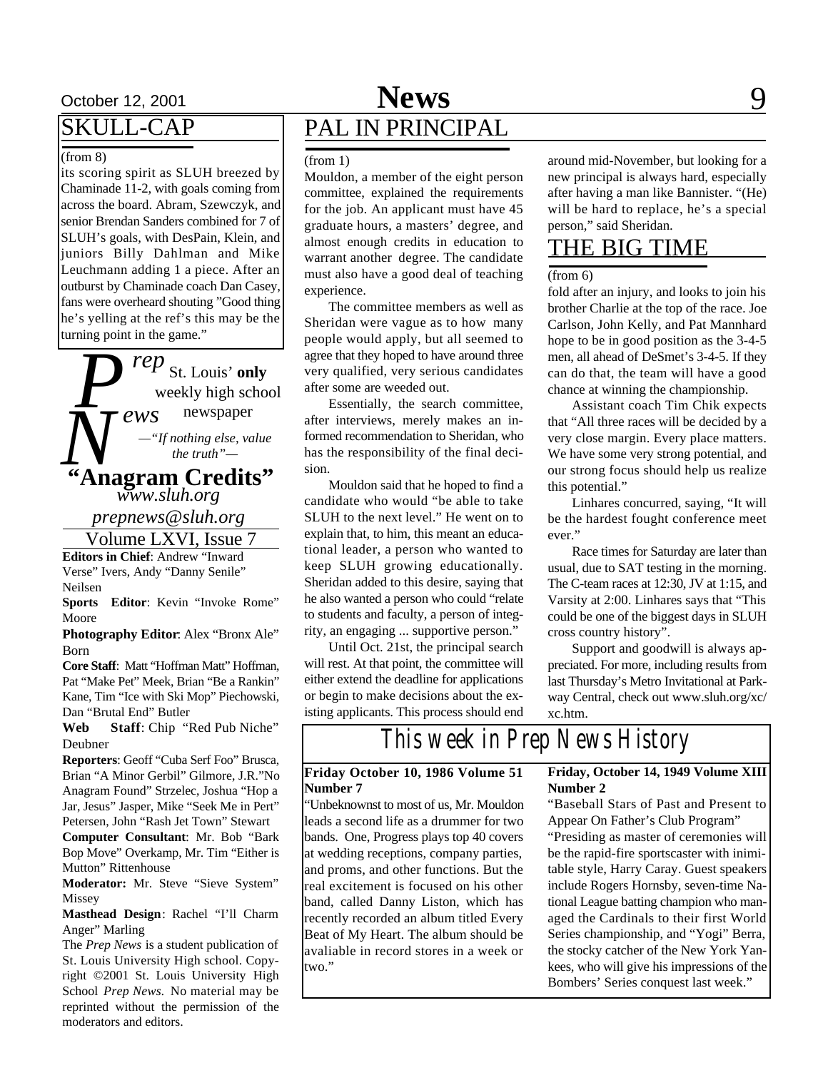## SKULL-CAP

(from 8)

its scoring spirit as SLUH breezed by Chaminade 11-2, with goals coming from across the board. Abram, Szewczyk, and senior Brendan Sanders combined for 7 of SLUH's goals, with DesPain, Klein, and juniors Billy Dahlman and Mike Leuchmann adding 1 a piece. After an outburst by Chaminade coach Dan Casey, fans were overheard shouting "Good thing he's yelling at the ref's this may be the turning point in the game."

# *Prep News*

St. Louis' **only** weekly high school newspaper

*—"If nothing else, value the truth"—*

**"Anagram Credits"**

*www.sluh.org*

*prepnews@sluh.org*

Volume LXVI, Issue 7

**Editors in Chief**: Andrew "Inward Verse" Ivers, Andy "Danny Senile" Neilsen

**Sports Editor**: Kevin "Invoke Rome" Moore

**Photography Editor**: Alex "Bronx Ale" Born

**Core Staff**: Matt "Hoffman Matt" Hoffman, Pat "Make Pet" Meek, Brian "Be a Rankin" Kane, Tim "Ice with Ski Mop" Piechowski, Dan "Brutal End" Butler

**Web Staff**: Chip "Red Pub Niche" Deubner

**Reporters**: Geoff "Cuba Serf Foo" Brusca, Brian "A Minor Gerbil" Gilmore, J.R."No Anagram Found" Strzelec, Joshua "Hop a Jar, Jesus" Jasper, Mike "Seek Me in Pert" Petersen, John "Rash Jet Town" Stewart

**Computer Consultant**: Mr. Bob "Bark Bop Move" Overkamp, Mr. Tim "Either is Mutton" Rittenhouse

**Moderator:** Mr. Steve "Sieve System" Missey

**Masthead Design**: Rachel "I'll Charm Anger" Marling

The *Prep News* is a student publication of St. Louis University High school. Copyright ©2001 St. Louis University High School *Prep News*. No material may be reprinted without the permission of the moderators and editors.

## PAL IN PRINCIPAL

(from 1)

Mouldon, a member of the eight person committee, explained the requirements for the job. An applicant must have 45 graduate hours, a masters' degree, and almost enough credits in education to warrant another degree. The candidate must also have a good deal of teaching experience.

The committee members as well as Sheridan were vague as to how many people would apply, but all seemed to agree that they hoped to have around three very qualified, very serious candidates after some are weeded out.

Essentially, the search committee, after interviews, merely makes an informed recommendation to Sheridan, who has the responsibility of the final decision.

Mouldon said that he hoped to find a candidate who would "be able to take SLUH to the next level." He went on to explain that, to him, this meant an educational leader, a person who wanted to keep SLUH growing educationally. Sheridan added to this desire, saying that he also wanted a person who could "relate to students and faculty, a person of integrity, an engaging ... supportive person."

Until Oct. 21st, the principal search will rest. At that point, the committee will either extend the deadline for applications or begin to make decisions about the existing applicants. This process should end around mid-November, but looking for a new principal is always hard, especially after having a man like Bannister. "(He) will be hard to replace, he's a special person," said Sheridan.

## THE BIG TIME

(from 6)

fold after an injury, and looks to join his brother Charlie at the top of the race. Joe Carlson, John Kelly, and Pat Mannhard hope to be in good position as the 3-4-5 men, all ahead of DeSmet's 3-4-5. If they can do that, the team will have a good chance at winning the championship.

Assistant coach Tim Chik expects that "All three races will be decided by a very close margin. Every place matters. We have some very strong potential, and our strong focus should help us realize this potential."

Linhares concurred, saying, "It will be the hardest fought conference meet ever."

Race times for Saturday are later than usual, due to SAT testing in the morning. The C-team races at 12:30, JV at 1:15, and Varsity at 2:00. Linhares says that "This could be one of the biggest days in SLUH cross country history".

Support and goodwill is always appreciated. For more, including results from last Thursday's Metro Invitational at Parkway Central, check out www.sluh.org/xc/xc.htm.

## This week in Prep News History

**Friday October 10, 1986 Volume 51 Number 7**

"Unbeknownst to most of us, Mr. Mouldon leads a second life as a drummer for two bands. One, Progress plays top 40 covers at wedding receptions, company parties, and proms, and other functions. But the real excitement is focused on his other band, called Danny Liston, which has recently recorded an album titled Every Beat of My Heart. The album should be avaliable in record stores in a week or two."

**Friday, October 14, 1949 Volume XIII Number 2**

"Baseball Stars of Past and Present to Appear On Father's Club Program"

"Presiding as master of ceremonies will be the rapid-fire sportscaster with inimitable style, Harry Caray. Guest speakers include Rogers Hornsby, seven-time National League batting champion who managed the Cardinals to their first World Series championship, and "Yogi" Berra, the stocky catcher of the New York Yankees, who will give his impressions of the Bombers' Series conquest last week."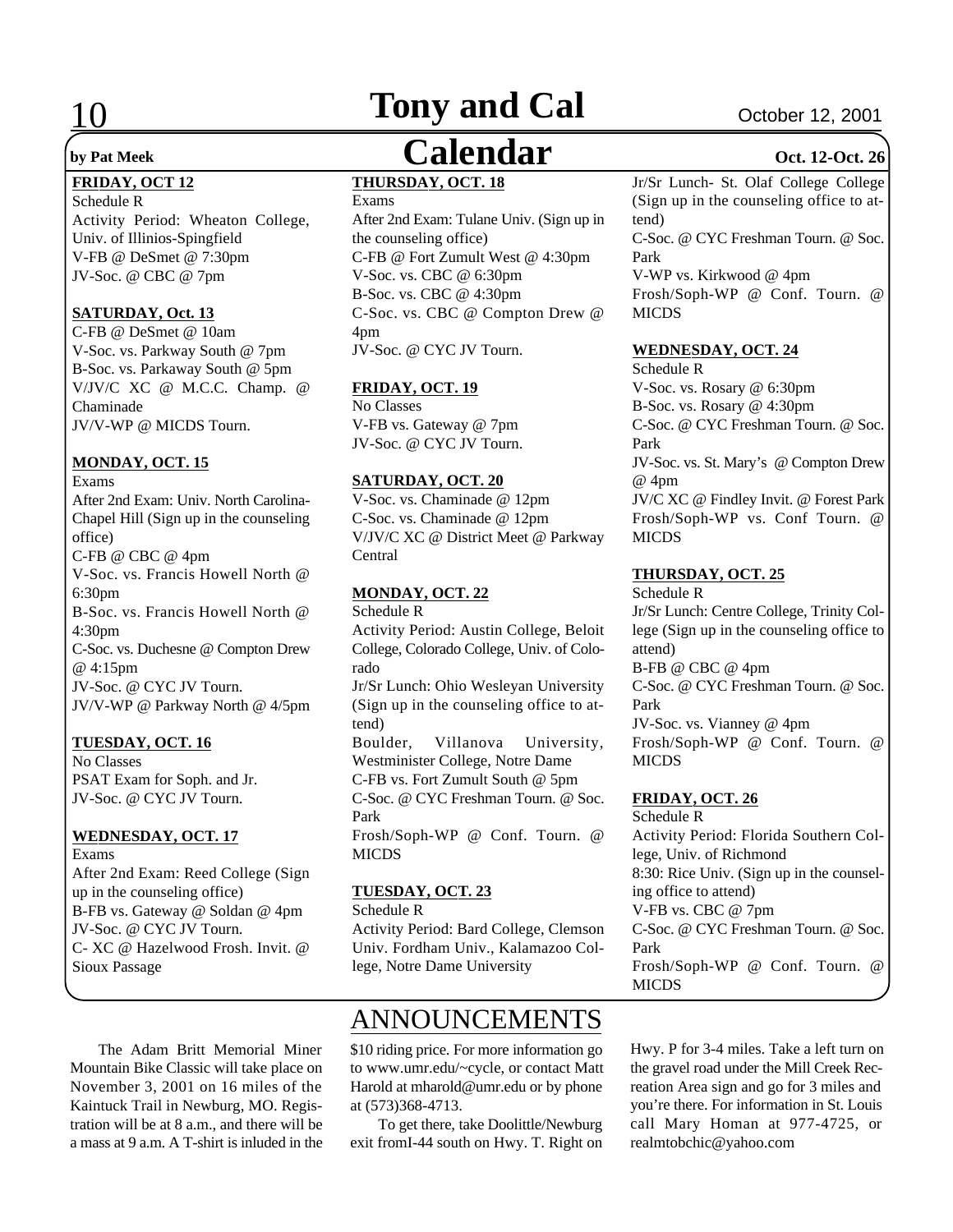# Tony and Cal Calendar

**by Pat Meek**

**Oct. 12-Oct. 26**

**FRIDAY, OCT 12**

Schedule R
Activity Period: Wheaton College, Univ. of Illinios-Spingfield
V-FB @ DeSmet @ 7:30pm
JV-Soc. @ CBC @ 7pm

**SATURDAY, Oct. 13**

C-FB @ DeSmet @ 10am
V-Soc. vs. Parkway South @ 7pm
B-Soc. vs. Parkaway South @ 5pm
V/JV/C XC @ M.C.C. Champ. @ Chaminade
JV/V-WP @ MICDS Tourn.

**MONDAY, OCT. 15**

Exams
After 2nd Exam: Univ. North Carolina-Chapel Hill (Sign up in the counseling office)
C-FB @ CBC @ 4pm
V-Soc. vs. Francis Howell North @ 6:30pm
B-Soc. vs. Francis Howell North @ 4:30pm
C-Soc. vs. Duchesne @ Compton Drew @ 4:15pm
JV-Soc. @ CYC JV Tourn.
JV/V-WP @ Parkway North @ 4/5pm

**TUESDAY, OCT. 16**

No Classes
PSAT Exam for Soph. and Jr.
JV-Soc. @ CYC JV Tourn.

**WEDNESDAY, OCT. 17**

Exams
After 2nd Exam: Reed College (Sign up in the counseling office)
B-FB vs. Gateway @ Soldan @ 4pm
JV-Soc. @ CYC JV Tourn.
C- XC @ Hazelwood Frosh. Invit. @ Sioux Passage

**THURSDAY, OCT. 18**

Exams
After 2nd Exam: Tulane Univ. (Sign up in the counseling office)
C-FB @ Fort Zumult West @ 4:30pm
V-Soc. vs. CBC @ 6:30pm
B-Soc. vs. CBC @ 4:30pm
C-Soc. vs. CBC @ Compton Drew @ 4pm
JV-Soc. @ CYC JV Tourn.

**FRIDAY, OCT. 19**

No Classes
V-FB vs. Gateway @ 7pm
JV-Soc. @ CYC JV Tourn.

**SATURDAY, OCT. 20**

V-Soc. vs. Chaminade @ 12pm
C-Soc. vs. Chaminade @ 12pm
V/JV/C XC @ District Meet @ Parkway Central

**MONDAY, OCT. 22**

Schedule R
Activity Period: Austin College, Beloit College, Colorado College, Univ. of Colorado
Jr/Sr Lunch: Ohio Wesleyan University (Sign up in the counseling office to attend)
Boulder, Villanova University, Westminister College, Notre Dame
C-FB vs. Fort Zumult South @ 5pm
C-Soc. @ CYC Freshman Tourn. @ Soc. Park
Frosh/Soph-WP @ Conf. Tourn. @ MICDS

**TUESDAY, OCT. 23**

Schedule R
Activity Period: Bard College, Clemson Univ. Fordham Univ., Kalamazoo College, Notre Dame University
Jr/Sr Lunch- St. Olaf College College (Sign up in the counseling office to attend)
C-Soc. @ CYC Freshman Tourn. @ Soc. Park
V-WP vs. Kirkwood @ 4pm
Frosh/Soph-WP @ Conf. Tourn. @ MICDS

**WEDNESDAY, OCT. 24**

Schedule R
V-Soc. vs. Rosary @ 6:30pm
B-Soc. vs. Rosary @ 4:30pm
C-Soc. @ CYC Freshman Tourn. @ Soc. Park
JV-Soc. vs. St. Mary's @ Compton Drew @ 4pm
JV/C XC @ Findley Invit. @ Forest Park
Frosh/Soph-WP vs. Conf Tourn. @ MICDS

**THURSDAY, OCT. 25**

Schedule R
Jr/Sr Lunch: Centre College, Trinity College (Sign up in the counseling office to attend)
B-FB @ CBC @ 4pm
C-Soc. @ CYC Freshman Tourn. @ Soc. Park
JV-Soc. vs. Vianney @ 4pm
Frosh/Soph-WP @ Conf. Tourn. @ MICDS

**FRIDAY, OCT. 26**

Schedule R
Activity Period: Florida Southern College, Univ. of Richmond
8:30: Rice Univ. (Sign up in the counseling office to attend)
V-FB vs. CBC @ 7pm
C-Soc. @ CYC Freshman Tourn. @ Soc. Park
Frosh/Soph-WP @ Conf. Tourn. @ MICDS

# ANNOUNCEMENTS

The Adam Britt Memorial Miner Mountain Bike Classic will take place on November 3, 2001 on 16 miles of the Kaintuck Trail in Newburg, MO. Registration will be at 8 a.m., and there will be a mass at 9 a.m. A T-shirt is inluded in the $10 riding price. For more information go to www.umr.edu/~cycle, or contact Matt Harold at mharold@umr.edu or by phone at (573)368-4713.

To get there, take Doolittle/Newburg exit fromI-44 south on Hwy. T. Right on Hwy. P for 3-4 miles. Take a left turn on the gravel road under the Mill Creek Recreation Area sign and go for 3 miles and you're there. For information in St. Louis call Mary Homan at 977-4725, or realmtobchic@yahoo.com